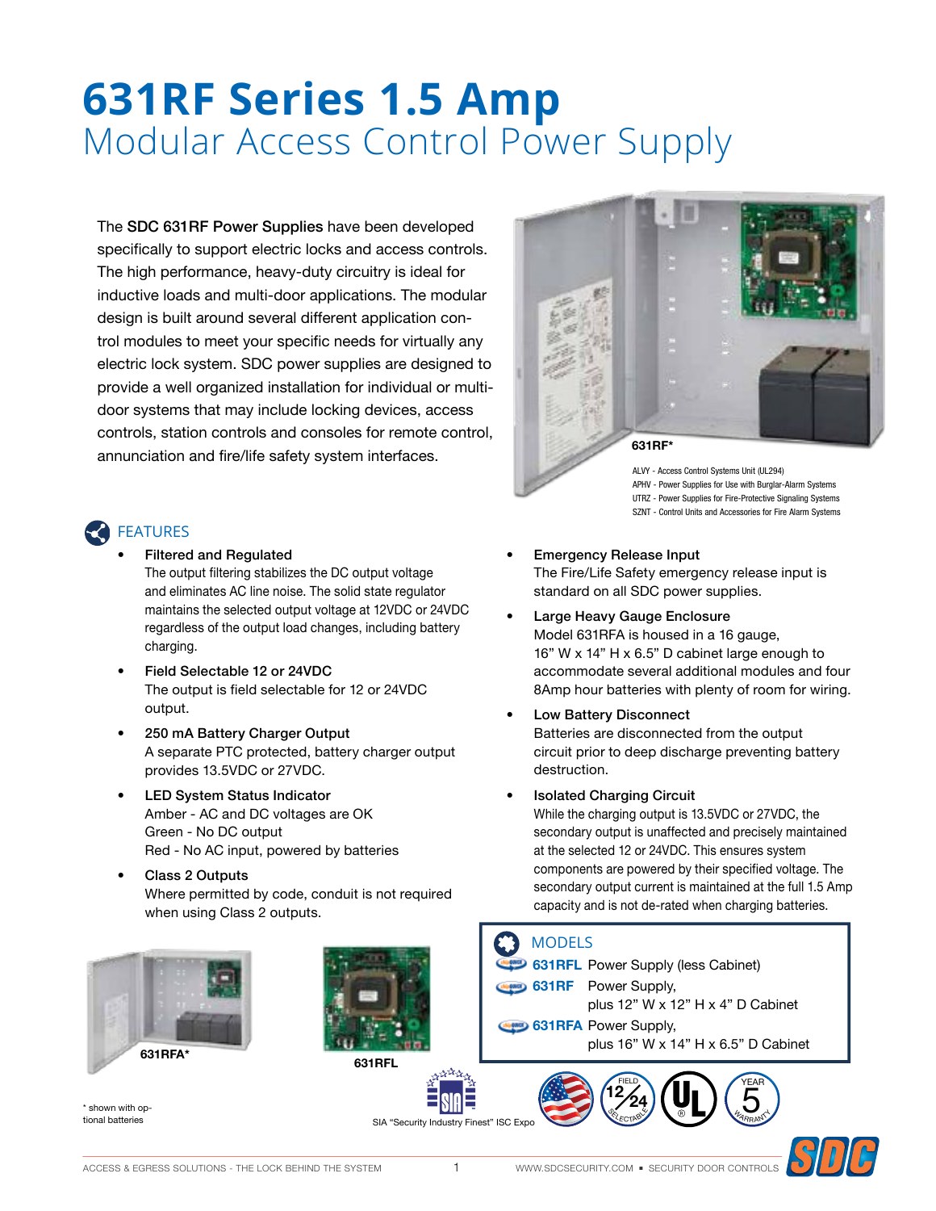# 631RF Series 1.5 Amp
## Modular Access Control Power Supply

The **SDC 631RF Power Supplies** have been developed specifically to support electric locks and access controls. The high performance, heavy-duty circuitry is ideal for inductive loads and multi-door applications. The modular design is built around several different application control modules to meet your specific needs for virtually any electric lock system. SDC power supplies are designed to provide a well organized installation for individual or multi-door systems that may include locking devices, access controls, station controls and consoles for remote control, annunciation and fire/life safety system interfaces.

**631RF***

ALVY - Access Control Systems Unit (UL294)
APHV - Power Supplies for Use with Burglar-Alarm Systems
UTRZ - Power Supplies for Fire-Protective Signaling Systems
SZNT - Control Units and Accessories for Fire Alarm Systems

## FEATURES

- **Filtered and Regulated**
  The output filtering stabilizes the DC output voltage and eliminates AC line noise. The solid state regulator maintains the selected output voltage at 12VDC or 24VDC regardless of the output load changes, including battery charging.
- **Field Selectable 12 or 24VDC**
  The output is field selectable for 12 or 24VDC output.
- **250 mA Battery Charger Output**
  A separate PTC protected, battery charger output provides 13.5VDC or 27VDC.
- **LED System Status Indicator**
  Amber - AC and DC voltages are OK
  Green - No DC output
  Red - No AC input, powered by batteries
- **Class 2 Outputs**
  Where permitted by code, conduit is not required when using Class 2 outputs.
- **Emergency Release Input**
  The Fire/Life Safety emergency release input is standard on all SDC power supplies.
- **Large Heavy Gauge Enclosure**
  Model 631RFA is housed in a 16 gauge, 16” W x 14” H x 6.5” D cabinet large enough to accommodate several additional modules and four 8Amp hour batteries with plenty of room for wiring.
- **Low Battery Disconnect**
  Batteries are disconnected from the output circuit prior to deep discharge preventing battery destruction.
- **Isolated Charging Circuit**
  While the charging output is 13.5VDC or 27VDC, the secondary output is unaffected and precisely maintained at the selected 12 or 24VDC. This ensures system components are powered by their specified voltage. The secondary output current is maintained at the full 1.5 Amp capacity and is not de-rated when charging batteries.

**631RFA***

**631RFL**

\* shown with optional batteries

## MODELS

- **631RFL** Power Supply (less Cabinet)
- **631RF** Power Supply, plus 12” W x 12” H x 4” D Cabinet
- **631RFA** Power Supply, plus 16” W x 14” H x 6.5” D Cabinet

SIA “Security Industry Finest” ISC Expo

FIELD 12/24 SELECTABLE · UL · 5 YEAR WARRANTY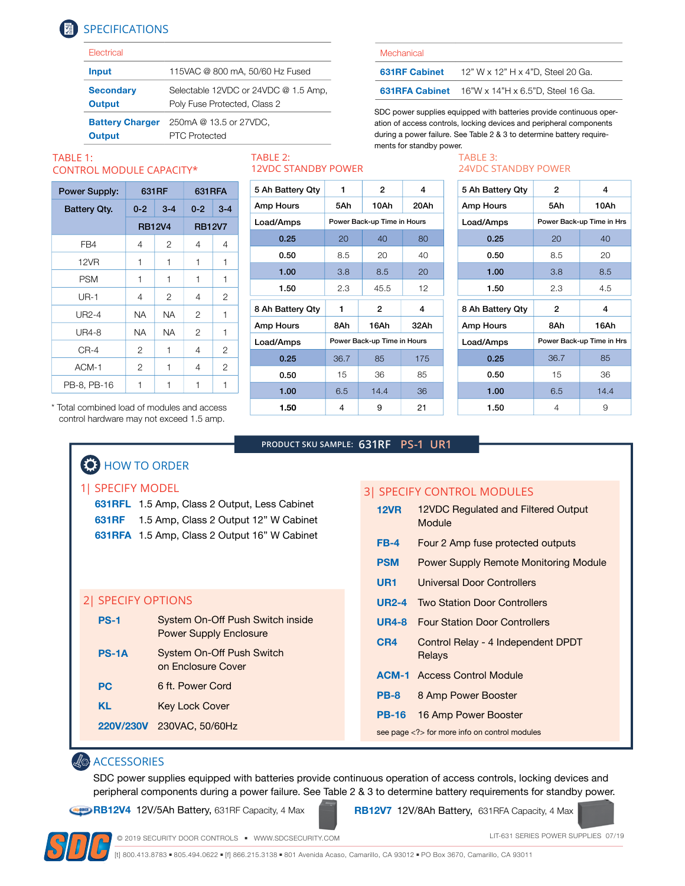## SPECIFICATIONS

| Electrical | |
|---|---|
| **Input** | 115VAC @ 800 mA, 50/60 Hz Fused |
| **Secondary Output** | Selectable 12VDC or 24VDC @ 1.5 Amp, Poly Fuse Protected, Class 2 |
| **Battery Charger Output** | 250mA @ 13.5 or 27VDC, PTC Protected |

| Mechanical | |
|---|---|
| **631RF Cabinet** | 12" W x 12" H x 4"D, Steel 20 Ga. |
| **631RFA Cabinet** | 16"W x 14"H x 6.5"D, Steel 16 Ga. |

SDC power supplies equipped with batteries provide continuous operation of access controls, locking devices and peripheral components during a power failure. See Table 2 & 3 to determine battery requirements for standby power.

### TABLE 1: CONTROL MODULE CAPACITY*

| Power Supply: | 631RF | | 631RFA | |
|---|---|---|---|---|
| Battery Qty. | 0-2 | 3-4 | 0-2 | 3-4 |
| | RB12V4 | | RB12V7 | |
| FB4 | 4 | 2 | 4 | 4 |
| 12VR | 1 | 1 | 1 | 1 |
| PSM | 1 | 1 | 1 | 1 |
| UR-1 | 4 | 2 | 4 | 2 |
| UR2-4 | NA | NA | 2 | 1 |
| UR4-8 | NA | NA | 2 | 1 |
| CR-4 | 2 | 1 | 4 | 2 |
| ACM-1 | 2 | 1 | 4 | 2 |
| PB-8, PB-16 | 1 | 1 | 1 | 1 |

\* Total combined load of modules and access control hardware may not exceed 1.5 amp.

### TABLE 2: 12VDC STANDBY POWER

| 5 Ah Battery Qty | 1 | 2 | 4 |
|---|---|---|---|
| Amp Hours | 5Ah | 10Ah | 20Ah |
| Load/Amps | Power Back-up Time in Hours | | |
| 0.25 | 20 | 40 | 80 |
| 0.50 | 8.5 | 20 | 40 |
| 1.00 | 3.8 | 8.5 | 20 |
| 1.50 | 2.3 | 45.5 | 12 |

| 8 Ah Battery Qty | 1 | 2 | 4 |
|---|---|---|---|
| Amp Hours | 8Ah | 16Ah | 32Ah |
| Load/Amps | Power Back-up Time in Hours | | |
| 0.25 | 36.7 | 85 | 175 |
| 0.50 | 15 | 36 | 85 |
| 1.00 | 6.5 | 14.4 | 36 |
| 1.50 | 4 | 9 | 21 |

### TABLE 3: 24VDC STANDBY POWER

| 5 Ah Battery Qty | 2 | 4 |
|---|---|---|
| Amp Hours | 5Ah | 10Ah |
| Load/Amps | Power Back-up Time in Hrs | |
| 0.25 | 20 | 40 |
| 0.50 | 8.5 | 20 |
| 1.00 | 3.8 | 8.5 |
| 1.50 | 2.3 | 4.5 |

| 8 Ah Battery Qty | 2 | 4 |
|---|---|---|
| Amp Hours | 8Ah | 16Ah |
| Load/Amps | Power Back-up Time in Hrs | |
| 0.25 | 36.7 | 85 |
| 0.50 | 15 | 36 |
| 1.00 | 6.5 | 14.4 |
| 1.50 | 4 | 9 |

**PRODUCT SKU SAMPLE: 631RF PS-1 UR1**

## HOW TO ORDER

### 1| SPECIFY MODEL

- **631RFL** 1.5 Amp, Class 2 Output, Less Cabinet
- **631RF** 1.5 Amp, Class 2 Output 12" W Cabinet
- **631RFA** 1.5 Amp, Class 2 Output 16" W Cabinet

### 2| SPECIFY OPTIONS

- **PS-1** System On-Off Push Switch inside Power Supply Enclosure
- **PS-1A** System On-Off Push Switch on Enclosure Cover
- **PC** 6 ft. Power Cord
- **KL** Key Lock Cover
- **220V/230V** 230VAC, 50/60Hz

### 3| SPECIFY CONTROL MODULES

- **12VR** 12VDC Regulated and Filtered Output Module
- **FB-4** Four 2 Amp fuse protected outputs
- **PSM** Power Supply Remote Monitoring Module
- **UR1** Universal Door Controllers
- **UR2-4** Two Station Door Controllers
- **UR4-8** Four Station Door Controllers
- **CR4** Control Relay - 4 Independent DPDT Relays
- **ACM-1** Access Control Module
- **PB-8** 8 Amp Power Booster
- **PB-16** 16 Amp Power Booster

see page <?> for more info on control modules

## ACCESSORIES

SDC power supplies equipped with batteries provide continuous operation of access controls, locking devices and peripheral components during a power failure. See Table 2 & 3 to determine battery requirements for standby power.

- **RB12V4** 12V/5Ah Battery, 631RF Capacity, 4 Max
- **RB12V7** 12V/8Ah Battery, 631RFA Capacity, 4 Max

© 2019 SECURITY DOOR CONTROLS ▪ WWW.SDCSECURITY.COM — LIT-631 SERIES POWER SUPPLIES 07/19

[t] 800.413.8783 ▪ 805.494.0622 ▪ [f] 866.215.3138 ▪ 801 Avenida Acaso, Camarillo, CA 93012 ▪ PO Box 3670, Camarillo, CA 93011